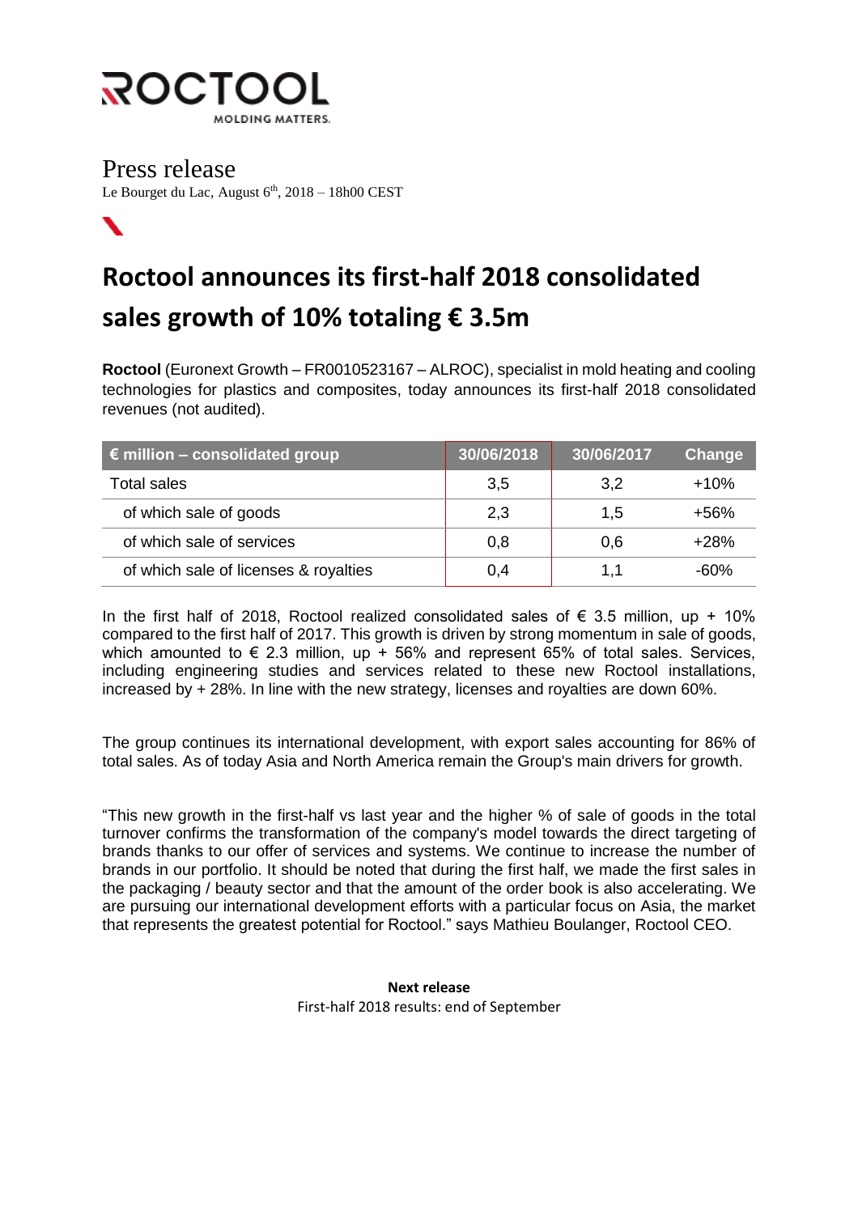ROCTOOL
MOLDING MATTERS.

Press release
Le Bourget du Lac, August 6th, 2018 – 18h00 CEST

# Roctool announces its first-half 2018 consolidated sales growth of 10% totaling € 3.5m

**Roctool** (Euronext Growth – FR0010523167 – ALROC), specialist in mold heating and cooling technologies for plastics and composites, today announces its first-half 2018 consolidated revenues (not audited).

| € million – consolidated group | 30/06/2018 | 30/06/2017 | Change |
|---|---|---|---|
| Total sales | 3,5 | 3,2 | +10% |
| of which sale of goods | 2,3 | 1,5 | +56% |
| of which sale of services | 0,8 | 0,6 | +28% |
| of which sale of licenses & royalties | 0,4 | 1,1 | -60% |

In the first half of 2018, Roctool realized consolidated sales of € 3.5 million, up + 10% compared to the first half of 2017. This growth is driven by strong momentum in sale of goods, which amounted to € 2.3 million, up + 56% and represent 65% of total sales. Services, including engineering studies and services related to these new Roctool installations, increased by + 28%. In line with the new strategy, licenses and royalties are down 60%.

The group continues its international development, with export sales accounting for 86% of total sales. As of today Asia and North America remain the Group's main drivers for growth.

"This new growth in the first-half vs last year and the higher % of sale of goods in the total turnover confirms the transformation of the company's model towards the direct targeting of brands thanks to our offer of services and systems. We continue to increase the number of brands in our portfolio. It should be noted that during the first half, we made the first sales in the packaging / beauty sector and that the amount of the order book is also accelerating. We are pursuing our international development efforts with a particular focus on Asia, the market that represents the greatest potential for Roctool." says Mathieu Boulanger, Roctool CEO.

**Next release**
First-half 2018 results: end of September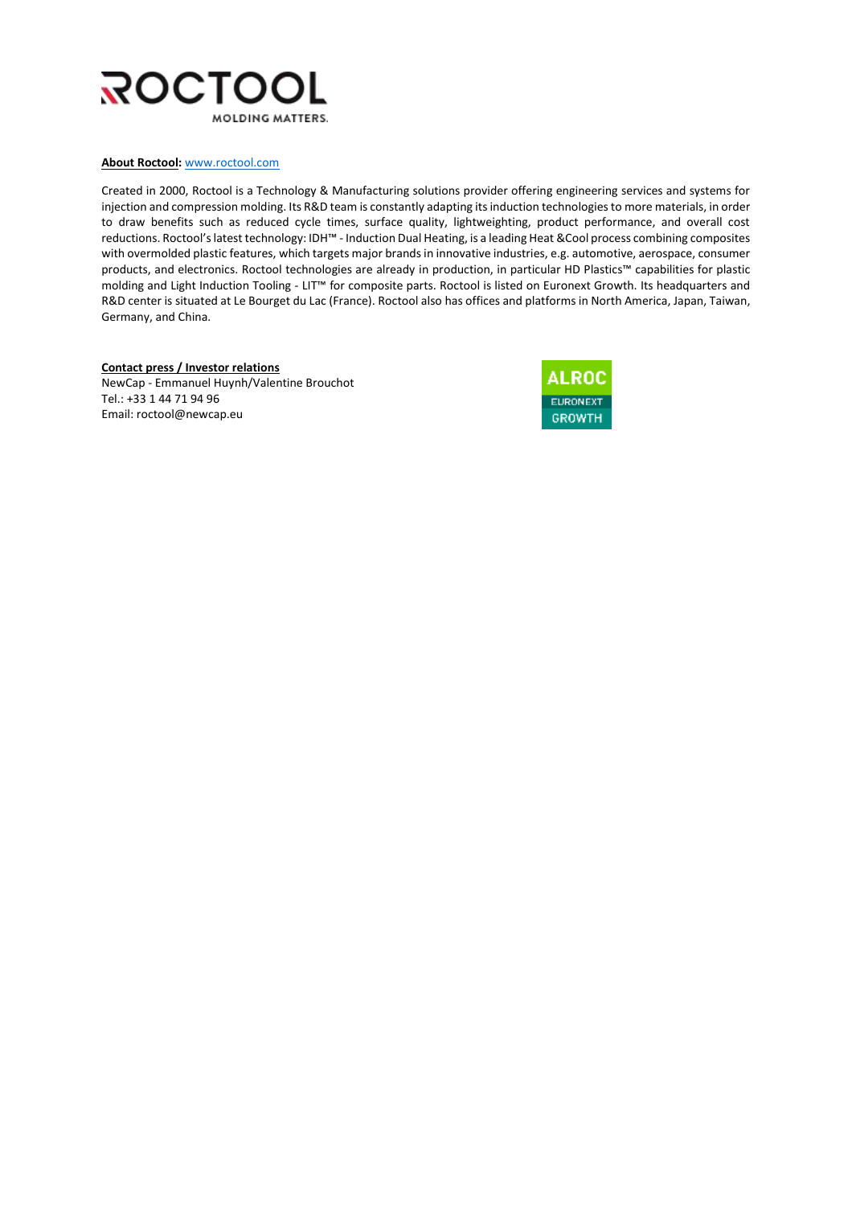ROCTOOL

MOLDING MATTERS.

**About Roctool:** www.roctool.com

Created in 2000, Roctool is a Technology & Manufacturing solutions provider offering engineering services and systems for injection and compression molding. Its R&D team is constantly adapting its induction technologies to more materials, in order to draw benefits such as reduced cycle times, surface quality, lightweighting, product performance, and overall cost reductions. Roctool's latest technology: IDH™ - Induction Dual Heating, is a leading Heat &Cool process combining composites with overmolded plastic features, which targets major brands in innovative industries, e.g. automotive, aerospace, consumer products, and electronics. Roctool technologies are already in production, in particular HD Plastics™ capabilities for plastic molding and Light Induction Tooling - LIT™ for composite parts. Roctool is listed on Euronext Growth. Its headquarters and R&D center is situated at Le Bourget du Lac (France). Roctool also has offices and platforms in North America, Japan, Taiwan, Germany, and China.

**Contact press / Investor relations**

NewCap - Emmanuel Huynh/Valentine Brouchot

Tel.: +33 1 44 71 94 96

Email: roctool@newcap.eu

ALROC

EURONEXT

GROWTH